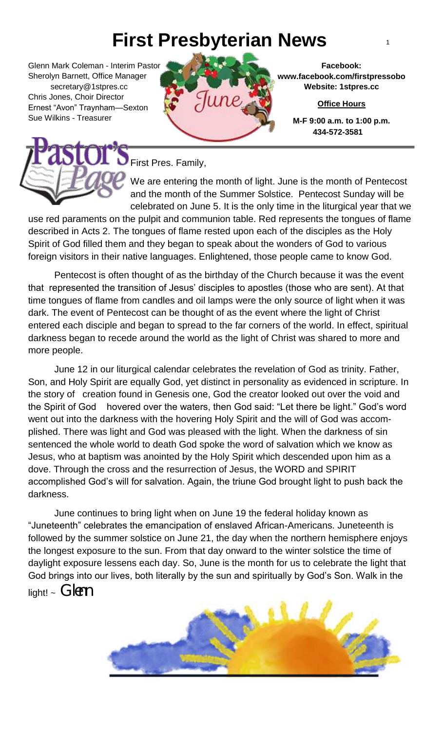# First Presbyterian News

Glenn Mark Coleman - Interim Pastor
Sherolyn Barnett, Office Manager
secretary@1stpres.cc
Chris Jones, Choir Director
Ernest "Avon" Traynham—Sexton
Sue Wilkins - Treasurer

June

**Facebook:**
**www.facebook.com/firstpressobo**
**Website: 1stpres.cc**

**Office Hours**

**M-F 9:00 a.m. to 1:00 p.m.**
**434-572-3581**

## Pastor's Page

First Pres. Family,

We are entering the month of light. June is the month of Pentecost and the month of the Summer Solstice. Pentecost Sunday will be celebrated on June 5. It is the only time in the liturgical year that we use red paraments on the pulpit and communion table. Red represents the tongues of flame described in Acts 2. The tongues of flame rested upon each of the disciples as the Holy Spirit of God filled them and they began to speak about the wonders of God to various foreign visitors in their native languages. Enlightened, those people came to know God.

Pentecost is often thought of as the birthday of the Church because it was the event that represented the transition of Jesus' disciples to apostles (those who are sent). At that time tongues of flame from candles and oil lamps were the only source of light when it was dark. The event of Pentecost can be thought of as the event where the light of Christ entered each disciple and began to spread to the far corners of the world. In effect, spiritual darkness began to recede around the world as the light of Christ was shared to more and more people.

June 12 in our liturgical calendar celebrates the revelation of God as trinity. Father, Son, and Holy Spirit are equally God, yet distinct in personality as evidenced in scripture. In the story of creation found in Genesis one, God the creator looked out over the void and the Spirit of God hovered over the waters, then God said: "Let there be light." God's word went out into the darkness with the hovering Holy Spirit and the will of God was accomplished. There was light and God was pleased with the light. When the darkness of sin sentenced the whole world to death God spoke the word of salvation which we know as Jesus, who at baptism was anointed by the Holy Spirit which descended upon him as a dove. Through the cross and the resurrection of Jesus, the WORD and SPIRIT accomplished God's will for salvation. Again, the triune God brought light to push back the darkness.

June continues to bring light when on June 19 the federal holiday known as "Juneteenth" celebrates the emancipation of enslaved African-Americans. Juneteenth is followed by the summer solstice on June 21, the day when the northern hemisphere enjoys the longest exposure to the sun. From that day onward to the winter solstice the time of daylight exposure lessens each day. So, June is the month for us to celebrate the light that God brings into our lives, both literally by the sun and spiritually by God's Son. Walk in the light! ~ Glenn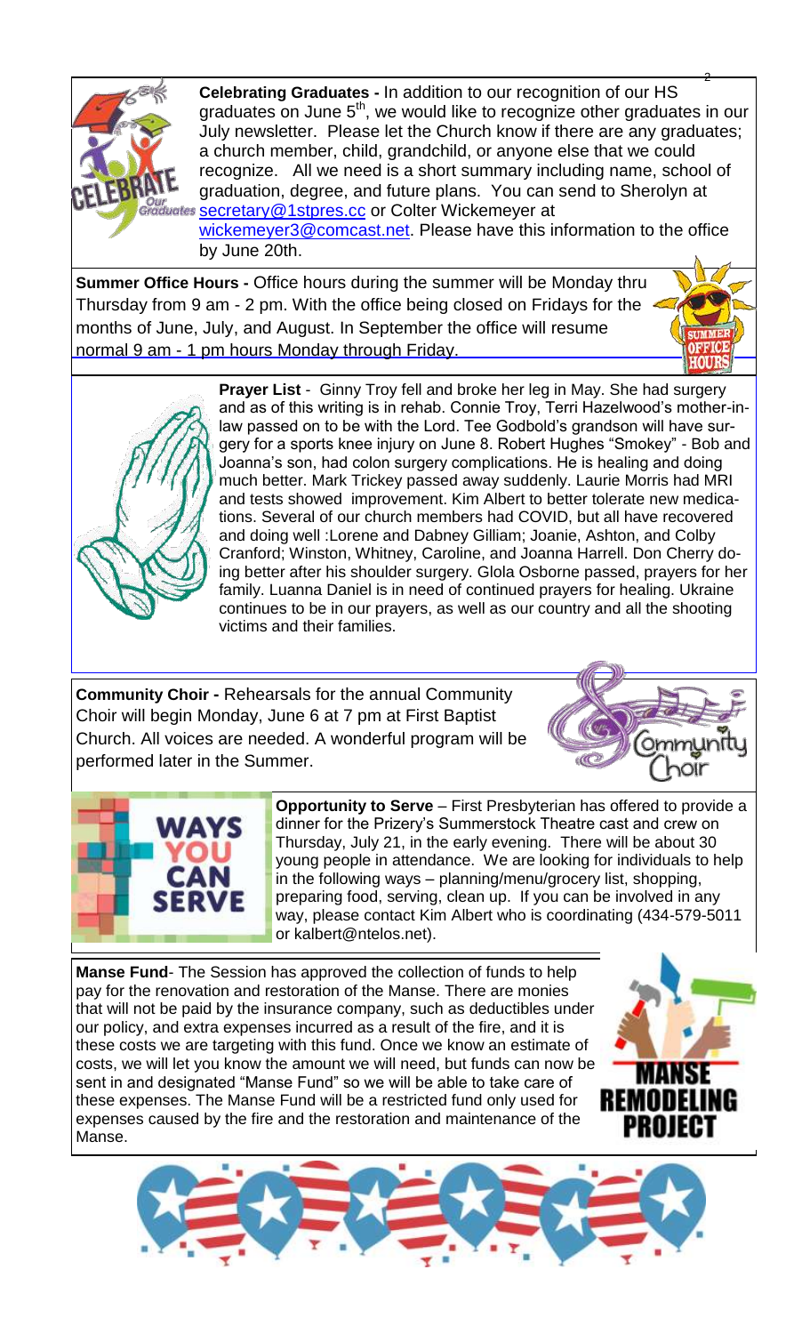**Celebrating Graduates -** In addition to our recognition of our HS graduates on June 5th, we would like to recognize other graduates in our July newsletter. Please let the Church know if there are any graduates; a church member, child, grandchild, or anyone else that we could recognize. All we need is a short summary including name, school of graduation, degree, and future plans. You can send to Sherolyn at secretary@1stpres.cc or Colter Wickemeyer at wickemeyer3@comcast.net. Please have this information to the office by June 20th.

**Summer Office Hours -** Office hours during the summer will be Monday thru Thursday from 9 am - 2 pm. With the office being closed on Fridays for the months of June, July, and August. In September the office will resume normal 9 am - 1 pm hours Monday through Friday.

**Prayer List** - Ginny Troy fell and broke her leg in May. She had surgery and as of this writing is in rehab. Connie Troy, Terri Hazelwood's mother-in-law passed on to be with the Lord. Tee Godbold's grandson will have surgery for a sports knee injury on June 8. Robert Hughes "Smokey" - Bob and Joanna's son, had colon surgery complications. He is healing and doing much better. Mark Trickey passed away suddenly. Laurie Morris had MRI and tests showed improvement. Kim Albert to better tolerate new medications. Several of our church members had COVID, but all have recovered and doing well :Lorene and Dabney Gilliam; Joanie, Ashton, and Colby Cranford; Winston, Whitney, Caroline, and Joanna Harrell. Don Cherry doing better after his shoulder surgery. Glola Osborne passed, prayers for her family. Luanna Daniel is in need of continued prayers for healing. Ukraine continues to be in our prayers, as well as our country and all the shooting victims and their families.

**Community Choir -** Rehearsals for the annual Community Choir will begin Monday, June 6 at 7 pm at First Baptist Church. All voices are needed. A wonderful program will be performed later in the Summer.

**Opportunity to Serve** – First Presbyterian has offered to provide a dinner for the Prizery's Summerstock Theatre cast and crew on Thursday, July 21, in the early evening. There will be about 30 young people in attendance. We are looking for individuals to help in the following ways – planning/menu/grocery list, shopping, preparing food, serving, clean up. If you can be involved in any way, please contact Kim Albert who is coordinating (434-579-5011 or kalbert@ntelos.net).

**Manse Fund**- The Session has approved the collection of funds to help pay for the renovation and restoration of the Manse. There are monies that will not be paid by the insurance company, such as deductibles under our policy, and extra expenses incurred as a result of the fire, and it is these costs we are targeting with this fund. Once we know an estimate of costs, we will let you know the amount we will need, but funds can now be sent in and designated "Manse Fund" so we will be able to take care of these expenses. The Manse Fund will be a restricted fund only used for expenses caused by the fire and the restoration and maintenance of the Manse.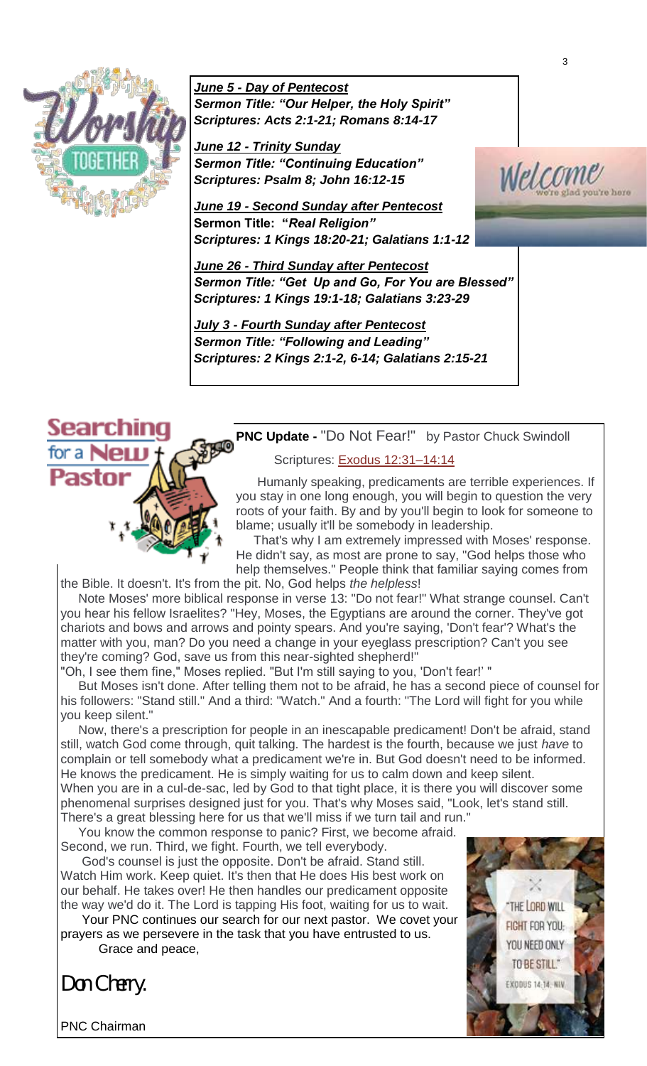***June 5 - Day of Pentecost***
***Sermon Title: "Our Helper, the Holy Spirit"***
***Scriptures: Acts 2:1-21; Romans 8:14-17***

***June 12 - Trinity Sunday***
***Sermon Title: "Continuing Education"***
***Scriptures: Psalm 8; John 16:12-15***

***June 19 - Second Sunday after Pentecost***
**Sermon Title: "*Real Religion"***
***Scriptures: 1 Kings 18:20-21; Galatians 1:1-12***

***June 26 - Third Sunday after Pentecost***
***Sermon Title: "Get Up and Go, For You are Blessed"***
***Scriptures: 1 Kings 19:1-18; Galatians 3:23-29***

***July 3 - Fourth Sunday after Pentecost***
***Sermon Title: "Following and Leading"***
***Scriptures: 2 Kings 2:1-2, 6-14; Galatians 2:15-21***

## Searching for a New Pastor

**PNC Update -** "Do Not Fear!" by Pastor Chuck Swindoll

Scriptures: Exodus 12:31–14:14

Humanly speaking, predicaments are terrible experiences. If you stay in one long enough, you will begin to question the very roots of your faith. By and by you'll begin to look for someone to blame; usually it'll be somebody in leadership.

That's why I am extremely impressed with Moses' response. He didn't say, as most are prone to say, "God helps those who help themselves." People think that familiar saying comes from the Bible. It doesn't. It's from the pit. No, God helps *the helpless*!

Note Moses' more biblical response in verse 13: "Do not fear!" What strange counsel. Can't you hear his fellow Israelites? "Hey, Moses, the Egyptians are around the corner. They've got chariots and bows and arrows and pointy spears. And you're saying, 'Don't fear'? What's the matter with you, man? Do you need a change in your eyeglass prescription? Can't you see they're coming? God, save us from this near-sighted shepherd!"

"Oh, I see them fine," Moses replied. "But I'm still saying to you, 'Don't fear!' "

But Moses isn't done. After telling them not to be afraid, he has a second piece of counsel for his followers: "Stand still." And a third: "Watch." And a fourth: "The Lord will fight for you while you keep silent."

Now, there's a prescription for people in an inescapable predicament! Don't be afraid, stand still, watch God come through, quit talking. The hardest is the fourth, because we just *have* to complain or tell somebody what a predicament we're in. But God doesn't need to be informed. He knows the predicament. He is simply waiting for us to calm down and keep silent.
When you are in a cul-de-sac, led by God to that tight place, it is there you will discover some phenomenal surprises designed just for you. That's why Moses said, "Look, let's stand still. There's a great blessing here for us that we'll miss if we turn tail and run."

You know the common response to panic? First, we become afraid. Second, we run. Third, we fight. Fourth, we tell everybody.

God's counsel is just the opposite. Don't be afraid. Stand still. Watch Him work. Keep quiet. It's then that He does His best work on our behalf. He takes over! He then handles our predicament opposite the way we'd do it. The Lord is tapping His foot, waiting for us to wait.

Your PNC continues our search for our next pastor. We covet your prayers as we persevere in the task that you have entrusted to us.

Grace and peace,

Don Cherry.

PNC Chairman

"THE LORD WILL FIGHT FOR YOU; YOU NEED ONLY TO BE STILL." EXODUS 14:14 NIV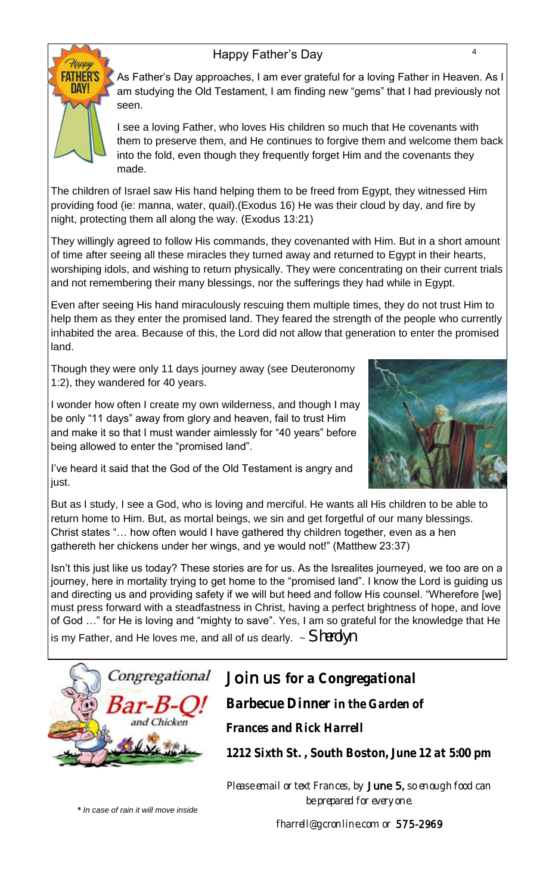## Happy Father's Day

As Father's Day approaches, I am ever grateful for a loving Father in Heaven. As I am studying the Old Testament, I am finding new "gems" that I had previously not seen.

I see a loving Father, who loves His children so much that He covenants with them to preserve them, and He continues to forgive them and welcome them back into the fold, even though they frequently forget Him and the covenants they made.

The children of Israel saw His hand helping them to be freed from Egypt, they witnessed Him providing food (ie: manna, water, quail).(Exodus 16) He was their cloud by day, and fire by night, protecting them all along the way. (Exodus 13:21)

They willingly agreed to follow His commands, they covenanted with Him. But in a short amount of time after seeing all these miracles they turned away and returned to Egypt in their hearts, worshiping idols, and wishing to return physically. They were concentrating on their current trials and not remembering their many blessings, nor the sufferings they had while in Egypt.

Even after seeing His hand miraculously rescuing them multiple times, they do not trust Him to help them as they enter the promised land. They feared the strength of the people who currently inhabited the area. Because of this, the Lord did not allow that generation to enter the promised land.

Though they were only 11 days journey away (see Deuteronomy 1:2), they wandered for 40 years.

I wonder how often I create my own wilderness, and though I may be only "11 days" away from glory and heaven, fail to trust Him and make it so that I must wander aimlessly for "40 years" before being allowed to enter the "promised land".

I've heard it said that the God of the Old Testament is angry and just.

But as I study, I see a God, who is loving and merciful. He wants all His children to be able to return home to Him. But, as mortal beings, we sin and get forgetful of our many blessings. Christ states "… how often would I have gathered thy children together, even as a hen gathereth her chickens under her wings, and ye would not!" (Matthew 23:37)

Isn't this just like us today? These stories are for us. As the Isrealites journeyed, we too are on a journey, here in mortality trying to get home to the "promised land". I know the Lord is guiding us and directing us and providing safety if we will but heed and follow His counsel. "Wherefore [we] must press forward with a steadfastness in Christ, having a perfect brightness of hope, and love of God …" for He is loving and "mighty to save". Yes, I am so grateful for the knowledge that He is my Father, and He loves me, and all of us dearly. ~ *Sherdyn*

---

**Join us for a Congregational Barbecue Dinner in the Garden of Frances and Rick Harrell**

**1212 Sixth St., South Boston, June 12 at 5:00 pm**

*Please email or text Frances, by **June 5,** so enough food can be prepared for everyone.*

fharrell@gcronline.com or **575-2969**

*\* In case of rain it will move inside*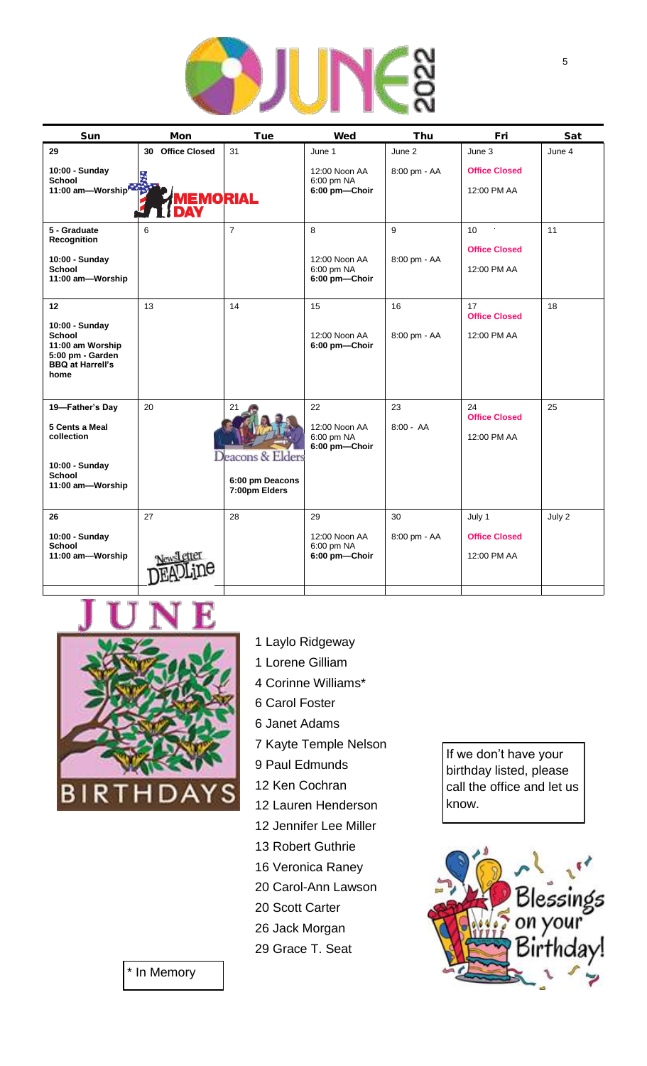# JUNE 2022

| Sun | Mon | Tue | Wed | Thu | Fri | Sat |
|---|---|---|---|---|---|---|
| **29**<br><br>**10:00 - Sunday School**<br>**11:00 am—Worship** | **30 Office Closed**<br><br>**MEMORIAL DAY** | 31 | June 1<br><br>12:00 Noon AA<br>6:00 pm NA<br>**6:00 pm—Choir** | June 2<br><br>8:00 pm - AA | June 3<br><br>**Office Closed**<br><br>12:00 PM AA | June 4 |
| **5 - Graduate Recognition**<br><br>**10:00 - Sunday School**<br>**11:00 am—Worship** | 6 | 7 | 8<br><br>12:00 Noon AA<br>6:00 pm NA<br>**6:00 pm—Choir** | 9<br><br>8:00 pm - AA | 10<br><br>**Office Closed**<br><br>12:00 PM AA | 11 |
| **12**<br><br>**10:00 - Sunday School**<br>**11:00 am Worship**<br>**5:00 pm - Garden BBQ at Harrell's home** | 13 | 14 | 15<br><br>12:00 Noon AA<br>**6:00 pm—Choir** | 16<br><br>8:00 pm - AA | 17<br>**Office Closed**<br><br>12:00 PM AA | 18 |
| **19—Father's Day**<br><br>**5 Cents a Meal collection**<br><br>**10:00 - Sunday School**<br>**11:00 am—Worship** | 20 | 21<br><br>Deacons & Elders<br><br>**6:00 pm Deacons**<br>**7:00pm Elders** | 22<br><br>12:00 Noon AA<br>6:00 pm NA<br>**6:00 pm—Choir** | 23<br><br>8:00 - AA | 24<br>**Office Closed**<br><br>12:00 PM AA | 25 |
| **26**<br><br>**10:00 - Sunday School**<br>**11:00 am—Worship** | 27<br><br>Newsletter DEADLine | 28 | 29<br><br>12:00 Noon AA<br>6:00 pm NA<br>**6:00 pm—Choir** | 30<br><br>8:00 pm - AA | July 1<br><br>**Office Closed**<br><br>12:00 PM AA | July 2 |

## JUNE BIRTHDAYS

- 1 Laylo Ridgeway
- 1 Lorene Gilliam
- 4 Corinne Williams*
- 6 Carol Foster
- 6 Janet Adams
- 7 Kayte Temple Nelson
- 9 Paul Edmunds
- 12 Ken Cochran
- 12 Lauren Henderson
- 12 Jennifer Lee Miller
- 13 Robert Guthrie
- 16 Veronica Raney
- 20 Carol-Ann Lawson
- 20 Scott Carter
- 26 Jack Morgan
- 29 Grace T. Seat

If we don't have your birthday listed, please call the office and let us know.

Blessings on your Birthday!

* In Memory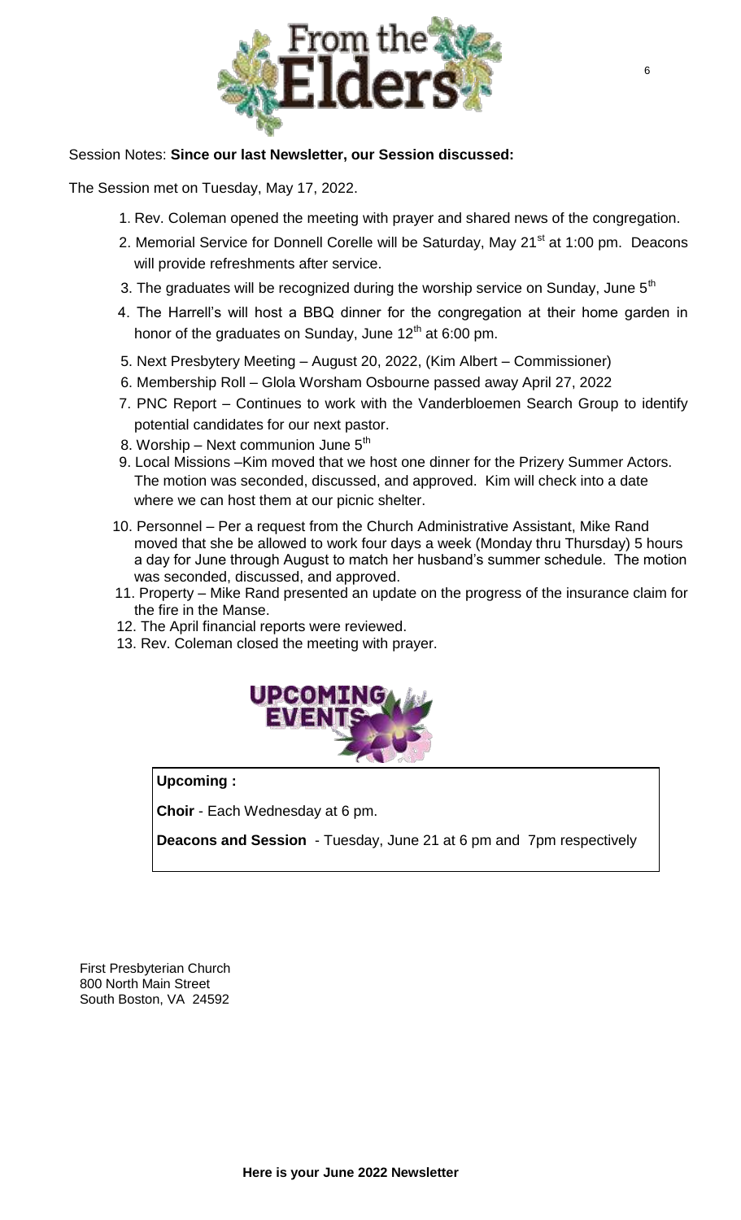# From the Elders

Session Notes: **Since our last Newsletter, our Session discussed:**

The Session met on Tuesday, May 17, 2022.

1. Rev. Coleman opened the meeting with prayer and shared news of the congregation.
2. Memorial Service for Donnell Corelle will be Saturday, May 21st at 1:00 pm. Deacons will provide refreshments after service.
3. The graduates will be recognized during the worship service on Sunday, June 5th
4. The Harrell's will host a BBQ dinner for the congregation at their home garden in honor of the graduates on Sunday, June 12th at 6:00 pm.
5. Next Presbytery Meeting – August 20, 2022, (Kim Albert – Commissioner)
6. Membership Roll – Glola Worsham Osbourne passed away April 27, 2022
7. PNC Report – Continues to work with the Vanderbloemen Search Group to identify potential candidates for our next pastor.
8. Worship – Next communion June 5th
9. Local Missions –Kim moved that we host one dinner for the Prizery Summer Actors. The motion was seconded, discussed, and approved. Kim will check into a date where we can host them at our picnic shelter.
10. Personnel – Per a request from the Church Administrative Assistant, Mike Rand moved that she be allowed to work four days a week (Monday thru Thursday) 5 hours a day for June through August to match her husband's summer schedule. The motion was seconded, discussed, and approved.
11. Property – Mike Rand presented an update on the progress of the insurance claim for the fire in the Manse.
12. The April financial reports were reviewed.
13. Rev. Coleman closed the meeting with prayer.

# UPCOMING EVENTS

**Upcoming :**

**Choir** - Each Wednesday at 6 pm.

**Deacons and Session** - Tuesday, June 21 at 6 pm and 7pm respectively

First Presbyterian Church
800 North Main Street
South Boston, VA 24592

**Here is your June 2022 Newsletter**